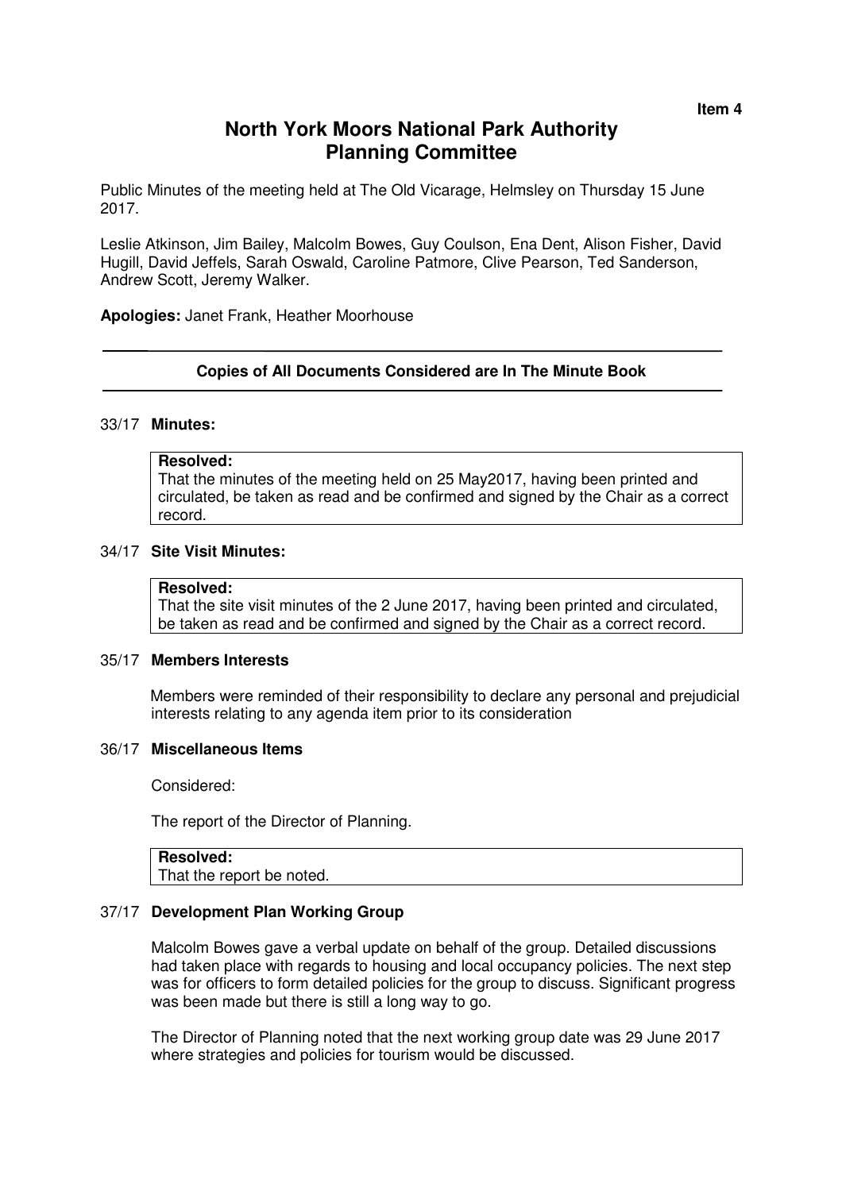Item 4

# North York Moors National Park Authority
# Planning Committee

Public Minutes of the meeting held at The Old Vicarage, Helmsley on Thursday 15 June 2017.

Leslie Atkinson, Jim Bailey, Malcolm Bowes, Guy Coulson, Ena Dent, Alison Fisher, David Hugill, David Jeffels, Sarah Oswald, Caroline Patmore, Clive Pearson, Ted Sanderson, Andrew Scott, Jeremy Walker.

**Apologies:** Janet Frank, Heather Moorhouse

---

**Copies of All Documents Considered are In The Minute Book**

---

33/17 **Minutes:**

**Resolved:**
That the minutes of the meeting held on 25 May2017, having been printed and circulated, be taken as read and be confirmed and signed by the Chair as a correct record.

34/17 **Site Visit Minutes:**

**Resolved:**
That the site visit minutes of the 2 June 2017, having been printed and circulated, be taken as read and be confirmed and signed by the Chair as a correct record.

35/17 **Members Interests**

Members were reminded of their responsibility to declare any personal and prejudicial interests relating to any agenda item prior to its consideration

36/17 **Miscellaneous Items**

Considered:

The report of the Director of Planning.

**Resolved:**
That the report be noted.

37/17 **Development Plan Working Group**

Malcolm Bowes gave a verbal update on behalf of the group. Detailed discussions had taken place with regards to housing and local occupancy policies. The next step was for officers to form detailed policies for the group to discuss. Significant progress was been made but there is still a long way to go.

The Director of Planning noted that the next working group date was 29 June 2017 where strategies and policies for tourism would be discussed.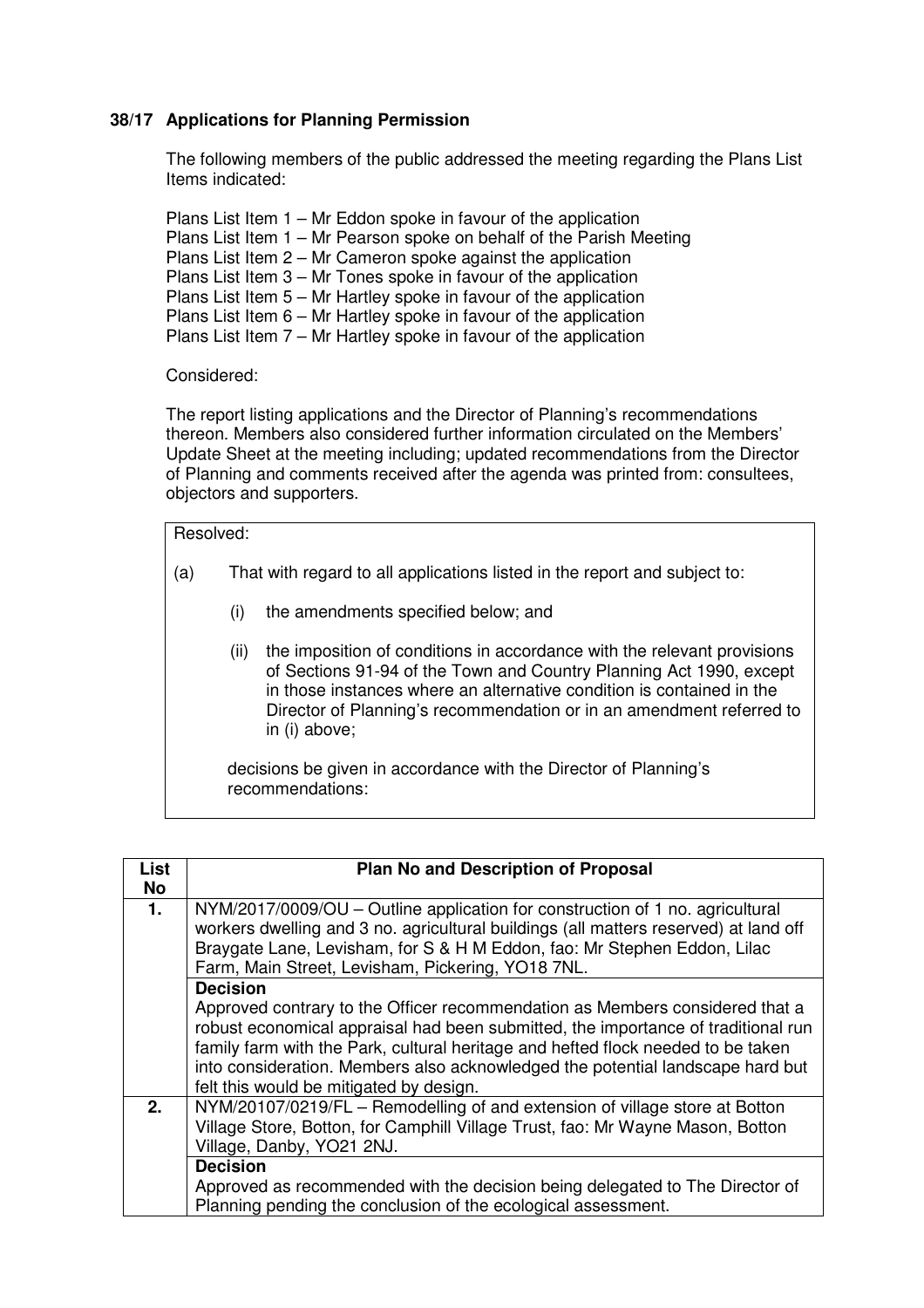## 38/17 Applications for Planning Permission

The following members of the public addressed the meeting regarding the Plans List Items indicated:

Plans List Item 1 – Mr Eddon spoke in favour of the application
Plans List Item 1 – Mr Pearson spoke on behalf of the Parish Meeting
Plans List Item 2 – Mr Cameron spoke against the application
Plans List Item 3 – Mr Tones spoke in favour of the application
Plans List Item 5 – Mr Hartley spoke in favour of the application
Plans List Item 6 – Mr Hartley spoke in favour of the application
Plans List Item 7 – Mr Hartley spoke in favour of the application

Considered:

The report listing applications and the Director of Planning's recommendations thereon. Members also considered further information circulated on the Members' Update Sheet at the meeting including; updated recommendations from the Director of Planning and comments received after the agenda was printed from: consultees, objectors and supporters.

Resolved:

(a) That with regard to all applications listed in the report and subject to:

(i) the amendments specified below; and

(ii) the imposition of conditions in accordance with the relevant provisions of Sections 91-94 of the Town and Country Planning Act 1990, except in those instances where an alternative condition is contained in the Director of Planning's recommendation or in an amendment referred to in (i) above;

decisions be given in accordance with the Director of Planning's recommendations:

| List No | Plan No and Description of Proposal |
|---|---|
| 1. | NYM/2017/0009/OU – Outline application for construction of 1 no. agricultural workers dwelling and 3 no. agricultural buildings (all matters reserved) at land off Braygate Lane, Levisham, for S & H M Eddon, fao: Mr Stephen Eddon, Lilac Farm, Main Street, Levisham, Pickering, YO18 7NL. |
| | **Decision**<br>Approved contrary to the Officer recommendation as Members considered that a robust economical appraisal had been submitted, the importance of traditional run family farm with the Park, cultural heritage and hefted flock needed to be taken into consideration. Members also acknowledged the potential landscape hard but felt this would be mitigated by design. |
| 2. | NYM/20107/0219/FL – Remodelling of and extension of village store at Botton Village Store, Botton, for Camphill Village Trust, fao: Mr Wayne Mason, Botton Village, Danby, YO21 2NJ. |
| | **Decision**<br>Approved as recommended with the decision being delegated to The Director of Planning pending the conclusion of the ecological assessment. |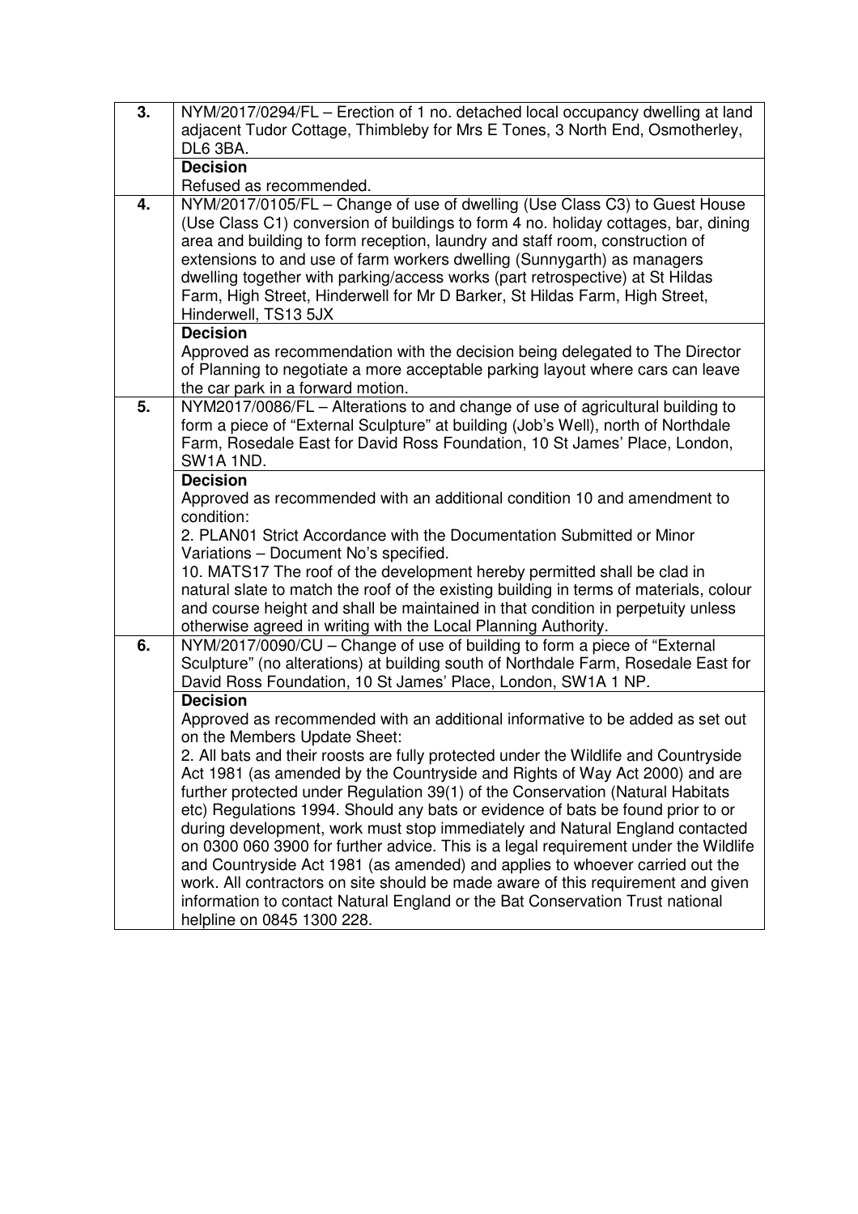| | |
|---|---|
| **3.** | NYM/2017/0294/FL – Erection of 1 no. detached local occupancy dwelling at land adjacent Tudor Cottage, Thimbleby for Mrs E Tones, 3 North End, Osmotherley, DL6 3BA. |
| | **Decision**<br>Refused as recommended. |
| **4.** | NYM/2017/0105/FL – Change of use of dwelling (Use Class C3) to Guest House (Use Class C1) conversion of buildings to form 4 no. holiday cottages, bar, dining area and building to form reception, laundry and staff room, construction of extensions to and use of farm workers dwelling (Sunnygarth) as managers dwelling together with parking/access works (part retrospective) at St Hildas Farm, High Street, Hinderwell for Mr D Barker, St Hildas Farm, High Street, Hinderwell, TS13 5JX |
| | **Decision**<br>Approved as recommendation with the decision being delegated to The Director of Planning to negotiate a more acceptable parking layout where cars can leave the car park in a forward motion. |
| **5.** | NYM2017/0086/FL – Alterations to and change of use of agricultural building to form a piece of "External Sculpture" at building (Job's Well), north of Northdale Farm, Rosedale East for David Ross Foundation, 10 St James' Place, London, SW1A 1ND. |
| | **Decision**<br>Approved as recommended with an additional condition 10 and amendment to condition:<br>2. PLAN01 Strict Accordance with the Documentation Submitted or Minor Variations – Document No's specified.<br>10. MATS17 The roof of the development hereby permitted shall be clad in natural slate to match the roof of the existing building in terms of materials, colour and course height and shall be maintained in that condition in perpetuity unless otherwise agreed in writing with the Local Planning Authority. |
| **6.** | NYM/2017/0090/CU – Change of use of building to form a piece of "External Sculpture" (no alterations) at building south of Northdale Farm, Rosedale East for David Ross Foundation, 10 St James' Place, London, SW1A 1 NP. |
| | **Decision**<br>Approved as recommended with an additional informative to be added as set out on the Members Update Sheet:<br>2. All bats and their roosts are fully protected under the Wildlife and Countryside Act 1981 (as amended by the Countryside and Rights of Way Act 2000) and are further protected under Regulation 39(1) of the Conservation (Natural Habitats etc) Regulations 1994. Should any bats or evidence of bats be found prior to or during development, work must stop immediately and Natural England contacted on 0300 060 3900 for further advice. This is a legal requirement under the Wildlife and Countryside Act 1981 (as amended) and applies to whoever carried out the work. All contractors on site should be made aware of this requirement and given information to contact Natural England or the Bat Conservation Trust national helpline on 0845 1300 228. |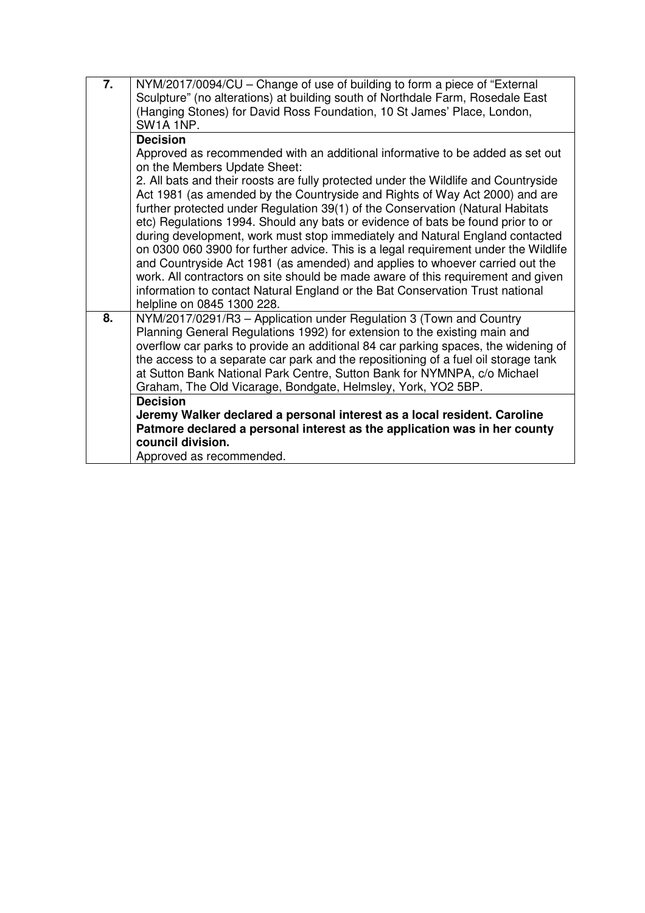| | |
|---|---|
| **7.** | NYM/2017/0094/CU – Change of use of building to form a piece of "External Sculpture" (no alterations) at building south of Northdale Farm, Rosedale East (Hanging Stones) for David Ross Foundation, 10 St James' Place, London, SW1A 1NP. |
| | **Decision**<br>Approved as recommended with an additional informative to be added as set out on the Members Update Sheet:<br>2. All bats and their roosts are fully protected under the Wildlife and Countryside Act 1981 (as amended by the Countryside and Rights of Way Act 2000) and are further protected under Regulation 39(1) of the Conservation (Natural Habitats etc) Regulations 1994. Should any bats or evidence of bats be found prior to or during development, work must stop immediately and Natural England contacted on 0300 060 3900 for further advice. This is a legal requirement under the Wildlife and Countryside Act 1981 (as amended) and applies to whoever carried out the work. All contractors on site should be made aware of this requirement and given information to contact Natural England or the Bat Conservation Trust national helpline on 0845 1300 228. |
| **8.** | NYM/2017/0291/R3 – Application under Regulation 3 (Town and Country Planning General Regulations 1992) for extension to the existing main and overflow car parks to provide an additional 84 car parking spaces, the widening of the access to a separate car park and the repositioning of a fuel oil storage tank at Sutton Bank National Park Centre, Sutton Bank for NYMNPA, c/o Michael Graham, The Old Vicarage, Bondgate, Helmsley, York, YO2 5BP. |
| | **Decision**<br>**Jeremy Walker declared a personal interest as a local resident. Caroline Patmore declared a personal interest as the application was in her county council division.**<br>Approved as recommended. |